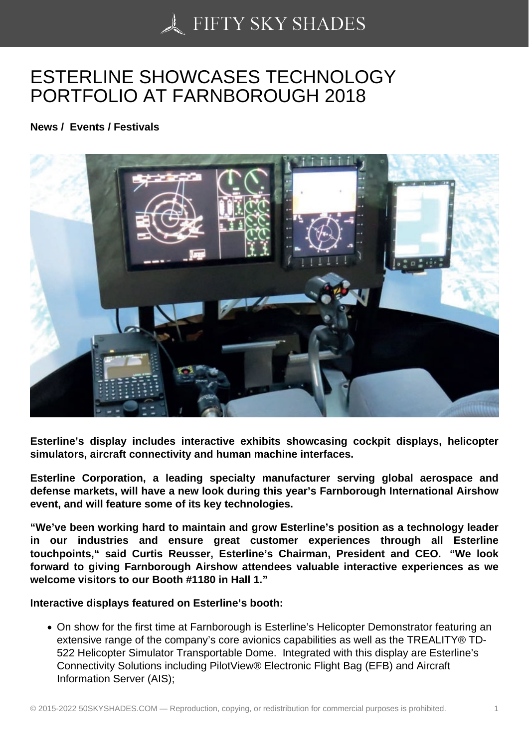# ESTERLINE SHOWCASES TECHNOLOGY PORTFOLIO AT FARNBOROUGH 2018

**News / Events / Festivals**

**Esterline's display includes interactive exhibits showcasing cockpit displays, helicopter simulators, aircraft connectivity and human machine interfaces.**

**Esterline Corporation, a leading specialty manufacturer serving global aerospace and defense markets, will have a new look during this year's Farnborough International Airshow event, and will feature some of its key technologies.**

**"We've been working hard to maintain and grow Esterline's position as a technology leader in our industries and ensure great customer experiences through all Esterline touchpoints," said Curtis Reusser, Esterline's Chairman, President and CEO. "We look forward to giving Farnborough Airshow attendees valuable interactive experiences as we welcome visitors to our Booth #1180 in Hall 1."**

**Interactive displays featured on Esterline's booth:**

- On show for the first time at Farnborough is Esterline's Helicopter Demonstrator featuring an extensive range of the company's core avionics capabilities as well as the TREALITY® TD-522 Helicopter Simulator Transportable Dome. Integrated with this display are Esterline's Connectivity Solutions including PilotView® Electronic Flight Bag (EFB) and Aircraft Information Server (AIS);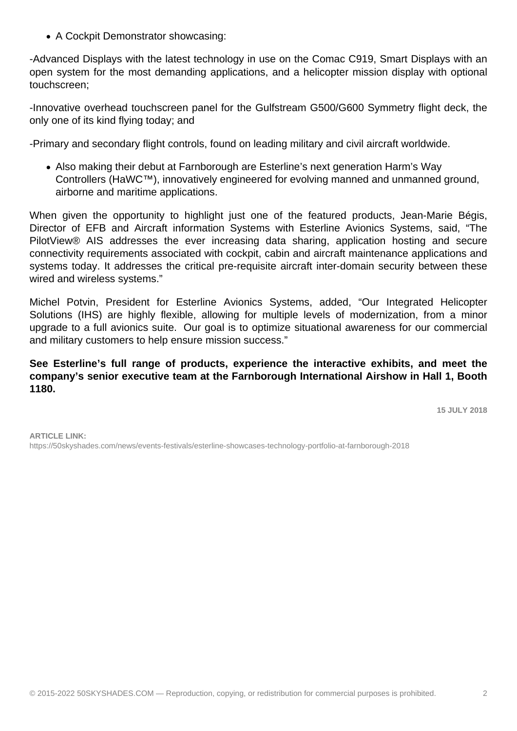- A Cockpit Demonstrator showcasing:

-Advanced Displays with the latest technology in use on the Comac C919, Smart Displays with an open system for the most demanding applications, and a helicopter mission display with optional touchscreen;

-Innovative overhead touchscreen panel for the Gulfstream G500/G600 Symmetry flight deck, the only one of its kind flying today; and

-Primary and secondary flight controls, found on leading military and civil aircraft worldwide.

- Also making their debut at Farnborough are Esterline's next generation Harm's Way Controllers (HaWC™), innovatively engineered for evolving manned and unmanned ground, airborne and maritime applications.

When given the opportunity to highlight just one of the featured products, Jean-Marie Bégis, Director of EFB and Aircraft information Systems with Esterline Avionics Systems, said, "The PilotView® AIS addresses the ever increasing data sharing, application hosting and secure connectivity requirements associated with cockpit, cabin and aircraft maintenance applications and systems today. It addresses the critical pre-requisite aircraft inter-domain security between these wired and wireless systems."

Michel Potvin, President for Esterline Avionics Systems, added, "Our Integrated Helicopter Solutions (IHS) are highly flexible, allowing for multiple levels of modernization, from a minor upgrade to a full avionics suite. Our goal is to optimize situational awareness for our commercial and military customers to help ensure mission success."

**See Esterline's full range of products, experience the interactive exhibits, and meet the company's senior executive team at the Farnborough International Airshow in Hall 1, Booth 1180.**

**15 JULY 2018**

**ARTICLE LINK:**
https://50skyshades.com/news/events-festivals/esterline-showcases-technology-portfolio-at-farnborough-2018